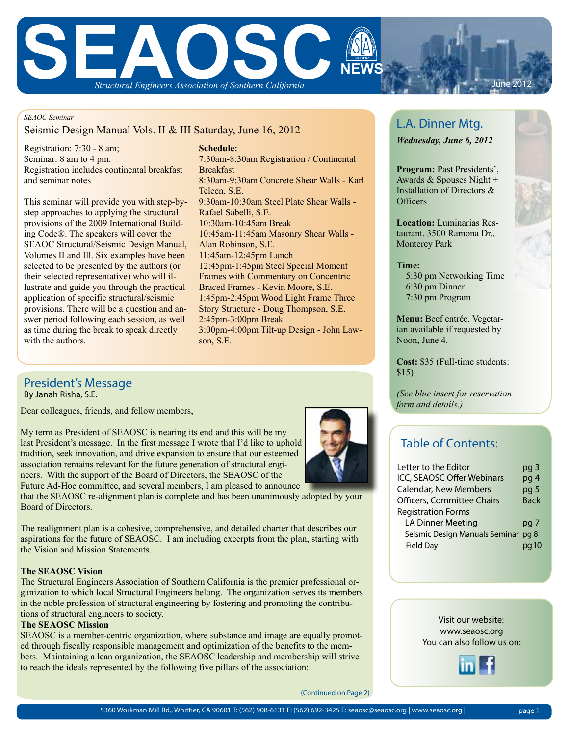# SEAOSC NEWS

*Structural Engineers Association of Southern California*

June 2012

*SEAOC Seminar*

## Seismic Design Manual Vols. II & III Saturday, June 16, 2012

Registration: 7:30 - 8 am;
Seminar: 8 am to 4 pm.
Registration includes continental breakfast and seminar notes

This seminar will provide you with step-by-step approaches to applying the structural provisions of the 2009 International Building Code®. The speakers will cover the SEAOC Structural/Seismic Design Manual, Volumes II and Ill. Six examples have been selected to be presented by the authors (or their selected representative) who will illustrate and guide you through the practical application of specific structural/seismic provisions. There will be a question and answer period following each session, as well as time during the break to speak directly with the authors.

**Schedule:**

7:30am-8:30am Registration / Continental Breakfast
8:30am-9:30am Concrete Shear Walls - Karl Teleen, S.E.
9:30am-10:30am Steel Plate Shear Walls - Rafael Sabelli, S.E.
10:30am-10:45am Break
10:45am-11:45am Masonry Shear Walls - Alan Robinson, S.E.
11:45am-12:45pm Lunch
12:45pm-1:45pm Steel Special Moment Frames with Commentary on Concentric Braced Frames - Kevin Moore, S.E.
1:45pm-2:45pm Wood Light Frame Three Story Structure - Doug Thompson, S.E.
2:45pm-3:00pm Break
3:00pm-4:00pm Tilt-up Design - John Lawson, S.E.

## President's Message

By Janah Risha, S.E.

Dear colleagues, friends, and fellow members,

My term as President of SEAOSC is nearing its end and this will be my last President's message. In the first message I wrote that I'd like to uphold tradition, seek innovation, and drive expansion to ensure that our esteemed association remains relevant for the future generation of structural engineers. With the support of the Board of Directors, the SEAOSC of the Future Ad-Hoc committee, and several members, I am pleased to announce that the SEAOSC re-alignment plan is complete and has been unanimously adopted by your Board of Directors.

The realignment plan is a cohesive, comprehensive, and detailed charter that describes our aspirations for the future of SEAOSC. I am including excerpts from the plan, starting with the Vision and Mission Statements.

**The SEAOSC Vision**

The Structural Engineers Association of Southern California is the premier professional organization to which local Structural Engineers belong. The organization serves its members in the noble profession of structural engineering by fostering and promoting the contributions of structural engineers to society.

**The SEAOSC Mission**

SEAOSC is a member-centric organization, where substance and image are equally promoted through fiscally responsible management and optimization of the benefits to the members. Maintaining a lean organization, the SEAOSC leadership and membership will strive to reach the ideals represented by the following five pillars of the association:

(Continued on Page 2)

## L.A. Dinner Mtg.

***Wednesday, June 6, 2012***

**Program:** Past Presidents', Awards & Spouses Night + Installation of Directors & Officers

**Location:** Luminarias Restaurant, 3500 Ramona Dr., Monterey Park

**Time:**
5:30 pm Networking Time
6:30 pm Dinner
7:30 pm Program

**Menu:** Beef entrée. Vegetarian available if requested by Noon, June 4.

**Cost:** $35 (Full-time students: $15)

*(See blue insert for reservation form and details.)*

## Table of Contents:

| | |
|---|---|
| Letter to the Editor | pg 3 |
| ICC, SEAOSC Offer Webinars | pg 4 |
| Calendar, New Members | pg 5 |
| Officers, Committee Chairs | Back |
| Registration Forms | |
| LA Dinner Meeting | pg 7 |
| Seismic Design Manuals Seminar | pg 8 |
| Field Day | pg 10 |

Visit our website:
www.seaosc.org
You can also follow us on:

5360 Workman Mill Rd., Whittier, CA 90601 T: (562) 908-6131 F: (562) 692-3425 E: seaosc@seaosc.org | www.seaosc.org |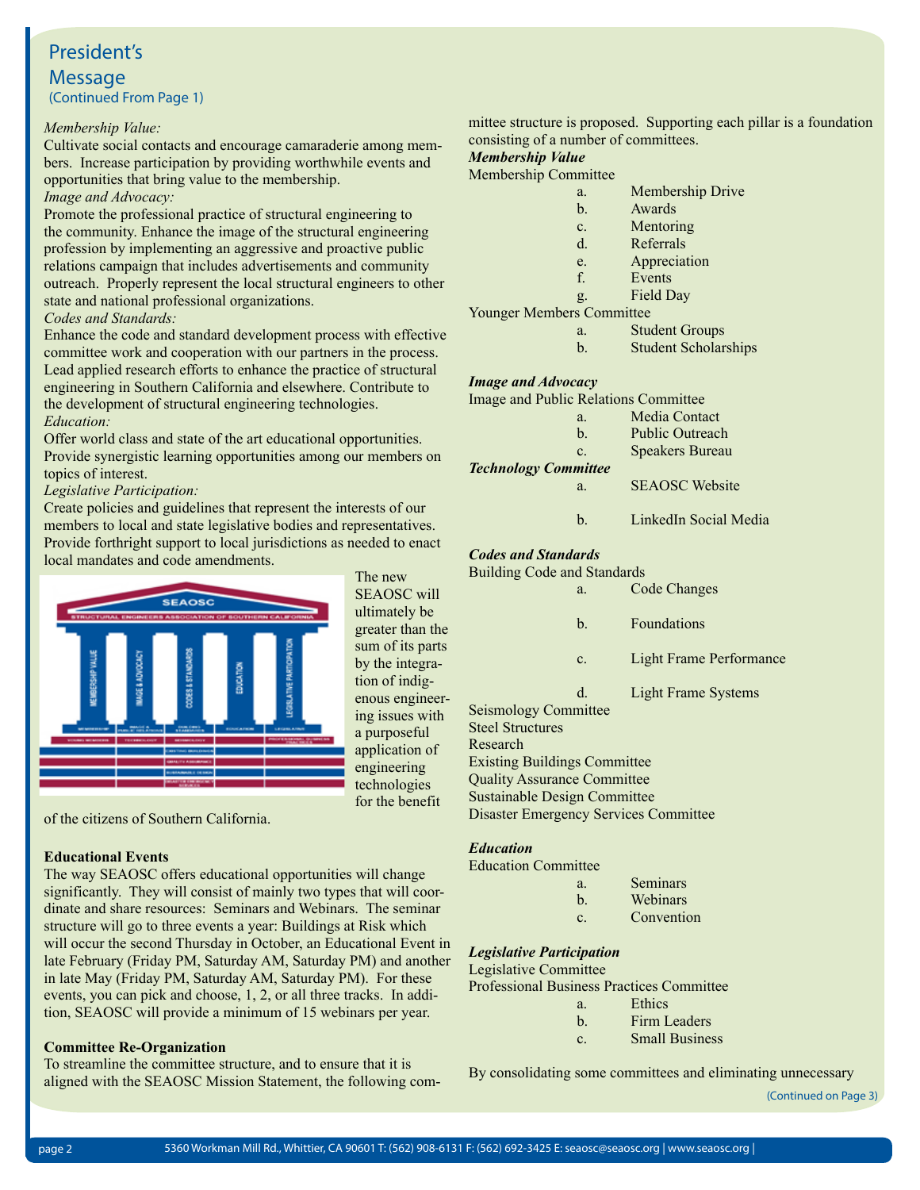## President's Message
(Continued From Page 1)

*Membership Value:*
Cultivate social contacts and encourage camaraderie among members. Increase participation by providing worthwhile events and opportunities that bring value to the membership.

*Image and Advocacy:*
Promote the professional practice of structural engineering to the community. Enhance the image of the structural engineering profession by implementing an aggressive and proactive public relations campaign that includes advertisements and community outreach. Properly represent the local structural engineers to other state and national professional organizations.

*Codes and Standards:*
Enhance the code and standard development process with effective committee work and cooperation with our partners in the process. Lead applied research efforts to enhance the practice of structural engineering in Southern California and elsewhere. Contribute to the development of structural engineering technologies.

*Education:*
Offer world class and state of the art educational opportunities. Provide synergistic learning opportunities among our members on topics of interest.

*Legislative Participation:*
Create policies and guidelines that represent the interests of our members to local and state legislative bodies and representatives. Provide forthright support to local jurisdictions as needed to enact local mandates and code amendments.

The new SEAOSC will ultimately be greater than the sum of its parts by the integration of indigenous engineering issues with a purposeful application of engineering technologies for the benefit of the citizens of Southern California.

**Educational Events**

The way SEAOSC offers educational opportunities will change significantly. They will consist of mainly two types that will coordinate and share resources: Seminars and Webinars. The seminar structure will go to three events a year: Buildings at Risk which will occur the second Thursday in October, an Educational Event in late February (Friday PM, Saturday AM, Saturday PM) and another in late May (Friday PM, Saturday AM, Saturday PM). For these events, you can pick and choose, 1, 2, or all three tracks. In addition, SEAOSC will provide a minimum of 15 webinars per year.

**Committee Re-Organization**

To streamline the committee structure, and to ensure that it is aligned with the SEAOSC Mission Statement, the following committee structure is proposed. Supporting each pillar is a foundation consisting of a number of committees.

***Membership Value***

Membership Committee
- a. Membership Drive
- b. Awards
- c. Mentoring
- d. Referrals
- e. Appreciation
- f. Events
- g. Field Day

Younger Members Committee
- a. Student Groups
- b. Student Scholarships

***Image and Advocacy***

Image and Public Relations Committee
- a. Media Contact
- b. Public Outreach
- c. Speakers Bureau

***Technology Committee***
- a. SEAOSC Website
- b. LinkedIn Social Media

***Codes and Standards***

Building Code and Standards
- a. Code Changes
- b. Foundations
- c. Light Frame Performance
- d. Light Frame Systems

Seismology Committee
Steel Structures
Research
Existing Buildings Committee
Quality Assurance Committee
Sustainable Design Committee
Disaster Emergency Services Committee

***Education***

Education Committee
- a. Seminars
- b. Webinars
- c. Convention

***Legislative Participation***

Legislative Committee
Professional Business Practices Committee
- a. Ethics
- b. Firm Leaders
- c. Small Business

By consolidating some committees and eliminating unnecessary

(Continued on Page 3)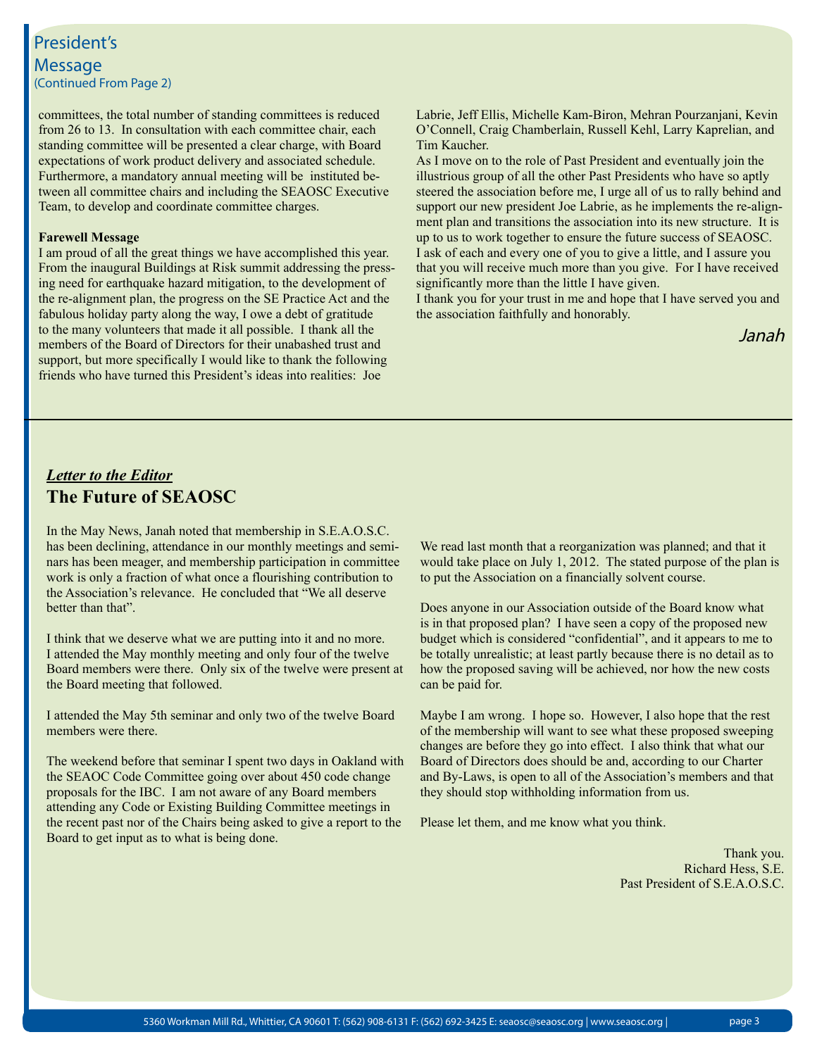## President's Message
(Continued From Page 2)

committees, the total number of standing committees is reduced from 26 to 13. In consultation with each committee chair, each standing committee will be presented a clear charge, with Board expectations of work product delivery and associated schedule. Furthermore, a mandatory annual meeting will be instituted between all committee chairs and including the SEAOSC Executive Team, to develop and coordinate committee charges.

**Farewell Message**

I am proud of all the great things we have accomplished this year. From the inaugural Buildings at Risk summit addressing the pressing need for earthquake hazard mitigation, to the development of the re-alignment plan, the progress on the SE Practice Act and the fabulous holiday party along the way, I owe a debt of gratitude to the many volunteers that made it all possible. I thank all the members of the Board of Directors for their unabashed trust and support, but more specifically I would like to thank the following friends who have turned this President's ideas into realities: Joe Labrie, Jeff Ellis, Michelle Kam-Biron, Mehran Pourzanjani, Kevin O'Connell, Craig Chamberlain, Russell Kehl, Larry Kaprelian, and Tim Kaucher.

As I move on to the role of Past President and eventually join the illustrious group of all the other Past Presidents who have so aptly steered the association before me, I urge all of us to rally behind and support our new president Joe Labrie, as he implements the re-alignment plan and transitions the association into its new structure. It is up to us to work together to ensure the future success of SEAOSC. I ask of each and every one of you to give a little, and I assure you that you will receive much more than you give. For I have received significantly more than the little I have given.

I thank you for your trust in me and hope that I have served you and the association faithfully and honorably.

*Janah*

---

*Letter to the Editor*

## The Future of SEAOSC

In the May News, Janah noted that membership in S.E.A.O.S.C. has been declining, attendance in our monthly meetings and seminars has been meager, and membership participation in committee work is only a fraction of what once a flourishing contribution to the Association's relevance. He concluded that "We all deserve better than that".

I think that we deserve what we are putting into it and no more. I attended the May monthly meeting and only four of the twelve Board members were there. Only six of the twelve were present at the Board meeting that followed.

I attended the May 5th seminar and only two of the twelve Board members were there.

The weekend before that seminar I spent two days in Oakland with the SEAOC Code Committee going over about 450 code change proposals for the IBC. I am not aware of any Board members attending any Code or Existing Building Committee meetings in the recent past nor of the Chairs being asked to give a report to the Board to get input as to what is being done.

We read last month that a reorganization was planned; and that it would take place on July 1, 2012. The stated purpose of the plan is to put the Association on a financially solvent course.

Does anyone in our Association outside of the Board know what is in that proposed plan? I have seen a copy of the proposed new budget which is considered "confidential", and it appears to me to be totally unrealistic; at least partly because there is no detail as to how the proposed saving will be achieved, nor how the new costs can be paid for.

Maybe I am wrong. I hope so. However, I also hope that the rest of the membership will want to see what these proposed sweeping changes are before they go into effect. I also think that what our Board of Directors does should be and, according to our Charter and By-Laws, is open to all of the Association's members and that they should stop withholding information from us.

Please let them, and me know what you think.

Thank you.
Richard Hess, S.E.
Past President of S.E.A.O.S.C.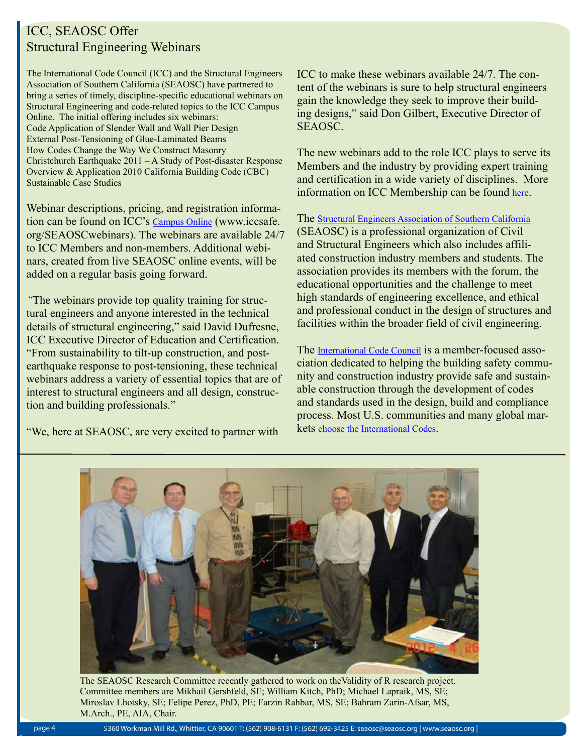# ICC, SEAOSC Offer Structural Engineering Webinars

The International Code Council (ICC) and the Structural Engineers Association of Southern California (SEAOSC) have partnered to bring a series of timely, discipline-specific educational webinars on Structural Engineering and code-related topics to the ICC Campus Online. The initial offering includes six webinars:

- Code Application of Slender Wall and Wall Pier Design
- External Post-Tensioning of Glue-Laminated Beams
- How Codes Change the Way We Construct Masonry
- Christchurch Earthquake 2011 – A Study of Post-disaster Response
- Overview & Application 2010 California Building Code (CBC)
- Sustainable Case Studies

Webinar descriptions, pricing, and registration information can be found on ICC's Campus Online (www.iccsafe.org/SEAOSCwebinars). The webinars are available 24/7 to ICC Members and non-members. Additional webinars, created from live SEAOSC online events, will be added on a regular basis going forward.

"The webinars provide top quality training for structural engineers and anyone interested in the technical details of structural engineering," said David Dufresne, ICC Executive Director of Education and Certification. "From sustainability to tilt-up construction, and post-earthquake response to post-tensioning, these technical webinars address a variety of essential topics that are of interest to structural engineers and all design, construction and building professionals."

"We, here at SEAOSC, are very excited to partner with ICC to make these webinars available 24/7. The content of the webinars is sure to help structural engineers gain the knowledge they seek to improve their building designs," said Don Gilbert, Executive Director of SEAOSC.

The new webinars add to the role ICC plays to serve its Members and the industry by providing expert training and certification in a wide variety of disciplines. More information on ICC Membership can be found here.

The Structural Engineers Association of Southern California (SEAOSC) is a professional organization of Civil and Structural Engineers which also includes affiliated construction industry members and students. The association provides its members with the forum, the educational opportunities and the challenge to meet high standards of engineering excellence, and ethical and professional conduct in the design of structures and facilities within the broader field of civil engineering.

The International Code Council is a member-focused association dedicated to helping the building safety community and construction industry provide safe and sustainable construction through the development of codes and standards used in the design, build and compliance process. Most U.S. communities and many global markets choose the International Codes.

The SEAOSC Research Committee recently gathered to work on theValidity of R research project. Committee members are Mikhail Gershfeld, SE; William Kitch, PhD; Michael Lapraik, MS, SE; Miroslav Lhotsky, SE; Felipe Perez, PhD, PE; Farzin Rahbar, MS, SE; Bahram Zarin-Afsar, MS, M.Arch., PE, AIA, Chair.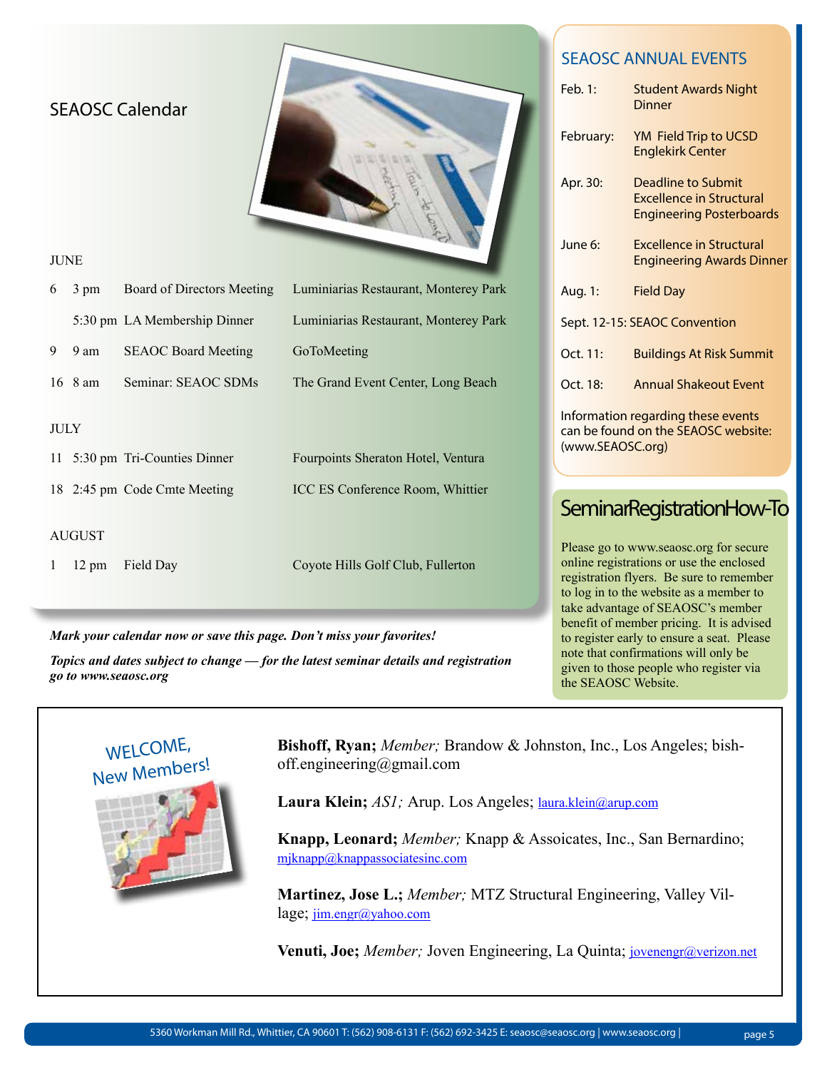## SEAOSC Calendar

### JUNE

| Day | Time | Event | Location |
|---|---|---|---|
| 6 | 3 pm | Board of Directors Meeting | Luminiarias Restaurant, Monterey Park |
| | 5:30 pm | LA Membership Dinner | Luminiarias Restaurant, Monterey Park |
| 9 | 9 am | SEAOC Board Meeting | GoToMeeting |
| 16 | 8 am | Seminar: SEAOC SDMs | The Grand Event Center, Long Beach |

### JULY

| Day | Time | Event | Location |
|---|---|---|---|
| 11 | 5:30 pm | Tri-Counties Dinner | Fourpoints Sheraton Hotel, Ventura |
| 18 | 2:45 pm | Code Cmte Meeting | ICC ES Conference Room, Whittier |

### AUGUST

| Day | Time | Event | Location |
|---|---|---|---|
| 1 | 12 pm | Field Day | Coyote Hills Golf Club, Fullerton |

***Mark your calendar now or save this page. Don't miss your favorites!***

***Topics and dates subject to change — for the latest seminar details and registration go to www.seaosc.org***

## SEAOSC ANNUAL EVENTS

| Date | Event |
|---|---|
| Feb. 1: | Student Awards Night Dinner |
| February: | YM Field Trip to UCSD Englekirk Center |
| Apr. 30: | Deadline to Submit Excellence in Structural Engineering Posterboards |
| June 6: | Excellence in Structural Engineering Awards Dinner |
| Aug. 1: | Field Day |
| Sept. 12-15: | SEAOC Convention |
| Oct. 11: | Buildings At Risk Summit |
| Oct. 18: | Annual Shakeout Event |

Information regarding these events can be found on the SEAOSC website: (www.SEAOSC.org)

## SeminarRegistrationHow-To

Please go to www.seaosc.org for secure online registrations or use the enclosed registration flyers. Be sure to remember to log in to the website as a member to take advantage of SEAOSC's member benefit of member pricing. It is advised to register early to ensure a seat. Please note that confirmations will only be given to those people who register via the SEAOSC Website.

## WELCOME, New Members!

**Bishoff, Ryan;** *Member;* Brandow & Johnston, Inc., Los Angeles; bishoff.engineering@gmail.com

**Laura Klein;** *AS1;* Arup. Los Angeles; laura.klein@arup.com

**Knapp, Leonard;** *Member;* Knapp & Assoicates, Inc., San Bernardino; mjknapp@knappassociatesinc.com

**Martinez, Jose L.;** *Member;* MTZ Structural Engineering, Valley Village; jim.engr@yahoo.com

**Venuti, Joe;** *Member;* Joven Engineering, La Quinta; jovenengr@verizon.net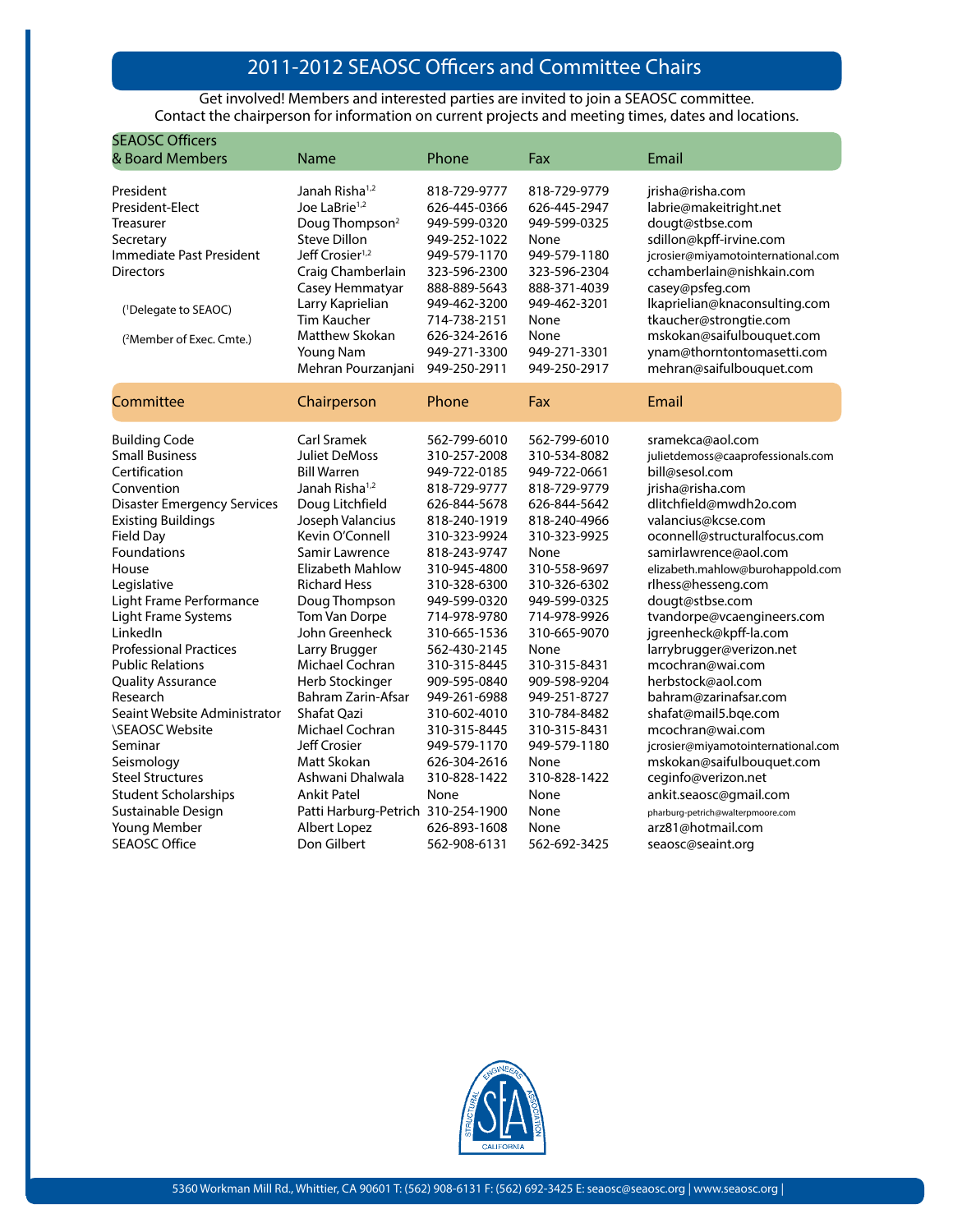# 2011-2012 SEAOSC Officers and Committee Chairs

Get involved! Members and interested parties are invited to join a SEAOSC committee.
Contact the chairperson for information on current projects and meeting times, dates and locations.

| SEAOSC Officers & Board Members | Name | Phone | Fax | Email |
|---|---|---|---|---|
| President | Janah Risha[1,2] | 818-729-9777 | 818-729-9779 | jrisha@risha.com |
| President-Elect | Joe LaBrie[1,2] | 626-445-0366 | 626-445-2947 | labrie@makeitright.net |
| Treasurer | Doug Thompson[2] | 949-599-0320 | 949-599-0325 | dougt@stbse.com |
| Secretary | Steve Dillon | 949-252-1022 | None | sdillon@kpff-irvine.com |
| Immediate Past President | Jeff Crosier[1,2] | 949-579-1170 | 949-579-1180 | jcrosier@miyamotointernational.com |
| Directors | Craig Chamberlain | 323-596-2300 | 323-596-2304 | cchamberlain@nishkain.com |
| | Casey Hemmatyar | 888-889-5643 | 888-371-4039 | casey@psfeg.com |
| | Larry Kaprielian | 949-462-3200 | 949-462-3201 | lkaprielian@knaconsulting.com |
| | Tim Kaucher | 714-738-2151 | None | tkaucher@strongtie.com |
| | Matthew Skokan | 626-324-2616 | None | mskokan@saifulbouquet.com |
| | Young Nam | 949-271-3300 | 949-271-3301 | ynam@thorntontomasetti.com |
| | Mehran Pourzanjani | 949-250-2911 | 949-250-2917 | mehran@saifulbouquet.com |

([1]Delegate to SEAOC)

([2]Member of Exec. Cmte.)

| Committee | Chairperson | Phone | Fax | Email |
|---|---|---|---|---|
| Building Code | Carl Sramek | 562-799-6010 | 562-799-6010 | sramekca@aol.com |
| Small Business | Juliet DeMoss | 310-257-2008 | 310-534-8082 | julietdemoss@caaprofessionals.com |
| Certification | Bill Warren | 949-722-0185 | 949-722-0661 | bill@sesol.com |
| Convention | Janah Risha[1,2] | 818-729-9777 | 818-729-9779 | jrisha@risha.com |
| Disaster Emergency Services | Doug Litchfield | 626-844-5678 | 626-844-5642 | dlitchfield@mwdh2o.com |
| Existing Buildings | Joseph Valancius | 818-240-1919 | 818-240-4966 | valancius@kcse.com |
| Field Day | Kevin O'Connell | 310-323-9924 | 310-323-9925 | oconnell@structuralfocus.com |
| Foundations | Samir Lawrence | 818-243-9747 | None | samirlawrence@aol.com |
| House | Elizabeth Mahlow | 310-945-4800 | 310-558-9697 | elizabeth.mahlow@burohappold.com |
| Legislative | Richard Hess | 310-328-6300 | 310-326-6302 | rlhess@hesseng.com |
| Light Frame Performance | Doug Thompson | 949-599-0320 | 949-599-0325 | dougt@stbse.com |
| Light Frame Systems | Tom Van Dorpe | 714-978-9780 | 714-978-9926 | tvandorpe@vcaengineers.com |
| LinkedIn | John Greenheck | 310-665-1536 | 310-665-9070 | jgreenheck@kpff-la.com |
| Professional Practices | Larry Brugger | 562-430-2145 | None | larrybrugger@verizon.net |
| Public Relations | Michael Cochran | 310-315-8445 | 310-315-8431 | mcochran@wai.com |
| Quality Assurance | Herb Stockinger | 909-595-0840 | 909-598-9204 | herbstock@aol.com |
| Research | Bahram Zarin-Afsar | 949-261-6988 | 949-251-8727 | bahram@zarinafsar.com |
| Seaint Website Administrator | Shafat Qazi | 310-602-4010 | 310-784-8482 | shafat@mail5.bqe.com |
| \SEAOSC Website | Michael Cochran | 310-315-8445 | 310-315-8431 | mcochran@wai.com |
| Seminar | Jeff Crosier | 949-579-1170 | 949-579-1180 | jcrosier@miyamotointernational.com |
| Seismology | Matt Skokan | 626-304-2616 | None | mskokan@saifulbouquet.com |
| Steel Structures | Ashwani Dhalwala | 310-828-1422 | 310-828-1422 | ceginfo@verizon.net |
| Student Scholarships | Ankit Patel | None | None | ankit.seaosc@gmail.com |
| Sustainable Design | Patti Harburg-Petrich | 310-254-1900 | None | pharburg-petrich@walterpmoore.com |
| Young Member | Albert Lopez | 626-893-1608 | None | arz81@hotmail.com |
| SEAOSC Office | Don Gilbert | 562-908-6131 | 562-692-3425 | seaosc@seaint.org |

5360 Workman Mill Rd., Whittier, CA 90601 T: (562) 908-6131 F: (562) 692-3425 E: seaosc@seaosc.org | www.seaosc.org |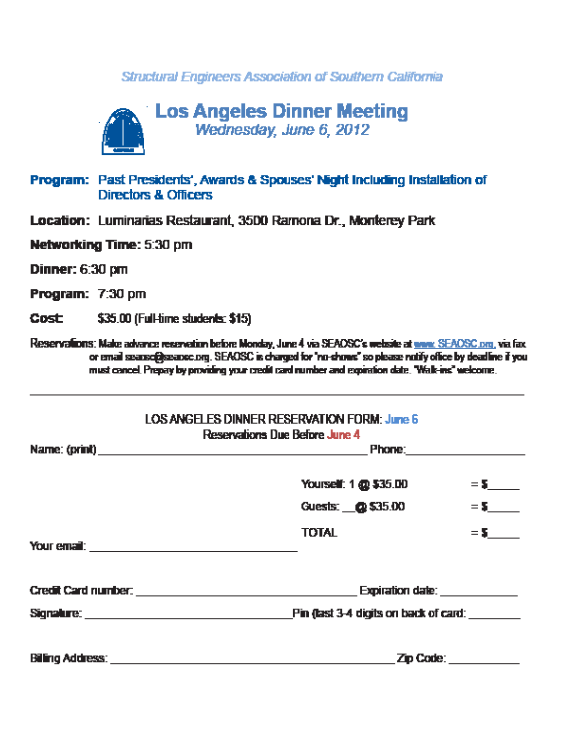*Structural Engineers Association of Southern California*

# Los Angeles Dinner Meeting

*Wednesday, June 6, 2012*

**Program:** Past Presidents', Awards & Spouses' Night Including Installation of Directors & Officers

**Location:** Luminarias Restaurant, 3500 Ramona Dr., Monterey Park

**Networking Time:** 5:30 pm

**Dinner:** 6:30 pm

**Program:** 7:30 pm

**Cost:** $35.00 (Full-time students: $15)

Reservations: Make advance reservation before Monday, June 4 via SEAOSC's website at www.SEAOSC.org, via fax or email seaosc@seaosc.org. SEAOSC is charged for "no-shows" so please notify office by deadline if you must cancel. Prepay by providing your credit card number and expiration date. "Walk-ins" welcome.

---

LOS ANGELES DINNER RESERVATION FORM: June 6

Reservations Due Before June 4

Name: (print) ______________________________ Phone: ____________________

Yourself: 1 @ $35.00 = $_____

Guests: __ @ $35.00 = $_____

TOTAL = $_____

Your email: ______________________________

Credit Card number: ______________________________ Expiration date: ____________

Signature: ______________________________ Pin (last 3-4 digits on back of card: ________

Billing Address: ______________________________ Zip Code: ____________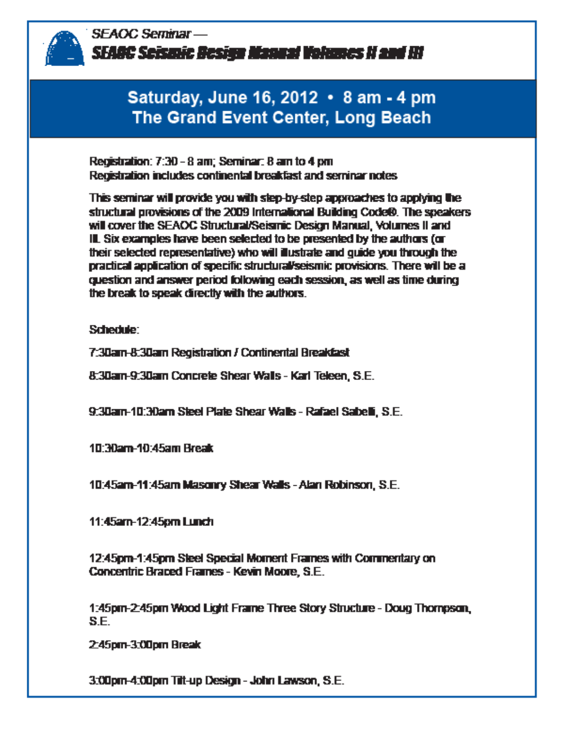*SEAOC Seminar —*

# *SEAOC Seismic Design Manual Volumes II and III*

## Saturday, June 16, 2012 • 8 am - 4 pm
## The Grand Event Center, Long Beach

Registration: 7:30 – 8 am; Seminar: 8 am to 4 pm
Registration includes continental breakfast and seminar notes

This seminar will provide you with step-by-step approaches to applying the structural provisions of the 2009 International Building Code®. The speakers will cover the SEAOC Structural/Seismic Design Manual, Volumes II and III. Six examples have been selected to be presented by the authors (or their selected representative) who will illustrate and guide you through the practical application of specific structural/seismic provisions. There will be a question and answer period following each session, as well as time during the break to speak directly with the authors.

Schedule:

7:30am-8:30am Registration / Continental Breakfast

8:30am-9:30am Concrete Shear Walls - Karl Teleen, S.E.

9:30am-10:30am Steel Plate Shear Walls - Rafael Sabelli, S.E.

10:30am-10:45am Break

10:45am-11:45am Masonry Shear Walls - Alan Robinson, S.E.

11:45am-12:45pm Lunch

12:45pm-1:45pm Steel Special Moment Frames with Commentary on Concentric Braced Frames - Kevin Moore, S.E.

1:45pm-2:45pm Wood Light Frame Three Story Structure - Doug Thompson, S.E.

2:45pm-3:00pm Break

3:00pm-4:00pm Tilt-up Design - John Lawson, S.E.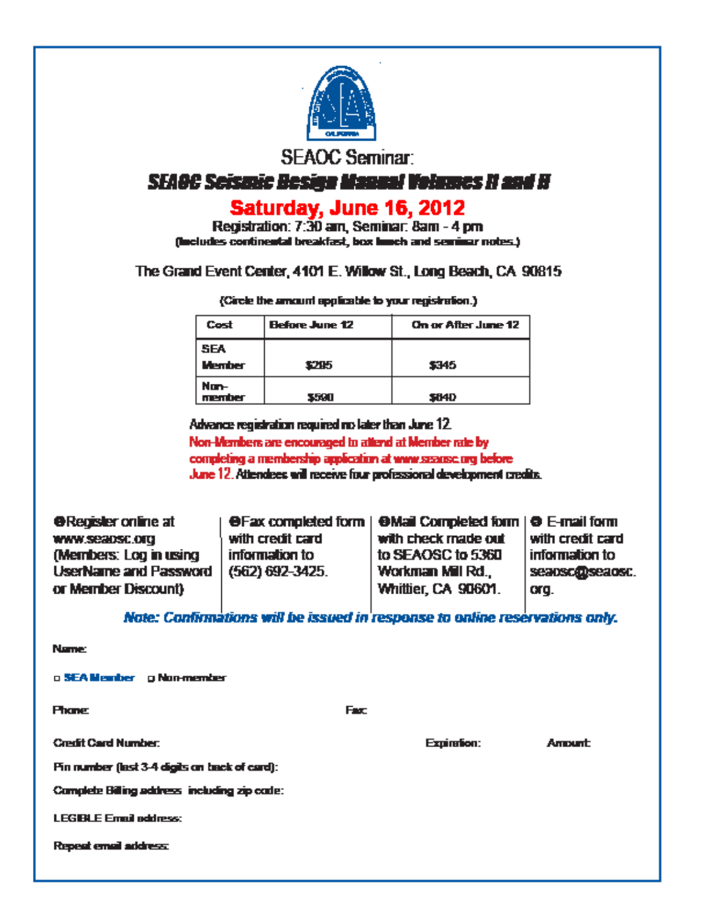SEAOC Seminar:

# *SEAOC Seismic Design Manual Volumes II and III*

## Saturday, June 16, 2012

Registration: 7:30 am, Seminar: 8am - 4 pm
(Includes continental breakfast, box lunch and seminar notes.)

The Grand Event Center, 4101 E. Willow St., Long Beach, CA 90815

(Circle the amount applicable to your registration.)

| Cost | Before June 12 | On or After June 12 |
|---|---|---|
| SEA Member | $295 | $345 |
| Non-member | $590 | $640 |

Advance registration required no later than June 12.
Non-Members are encouraged to attend at Member rate by completing a membership application at www.seaosc.org before June 12. Attendees will receive four professional development credits.

❶ Register online at www.seaosc.org (Members: Log in using UserName and Password or Member Discount)

❷ Fax completed form with credit card information to (562) 692-3425.

❸ Mail Completed form with check made out to SEAOSC to 5360 Workman Mill Rd., Whittier, CA 90601.

❹ E-mail form with credit card information to seaosc@seaosc.org.

***Note: Confirmations will be issued in response to online reservations only.***

Name:

□ SEA Member □ Non-member

Phone: Fax:

Credit Card Number: Expiration: Amount:

Pin number (last 3-4 digits on back of card):

Complete Billing address including zip code:

LEGIBLE Email address:

Repeat email address: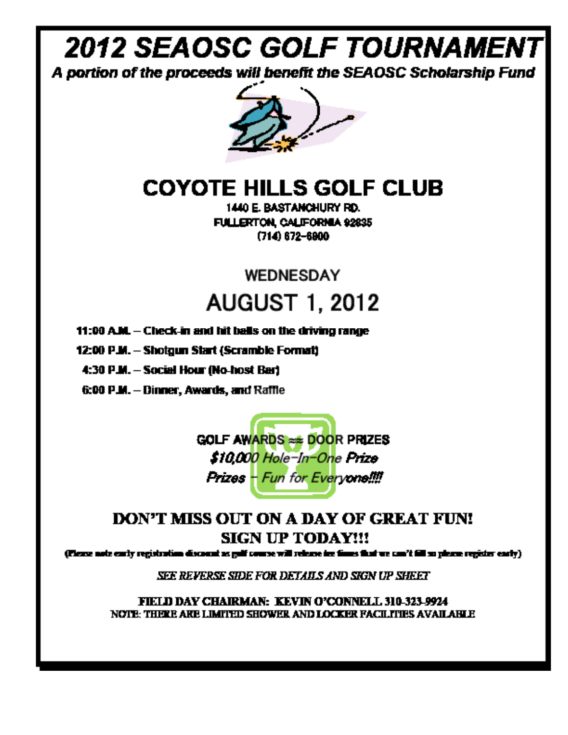# 2012 SEAOSC GOLF TOURNAMENT

***A portion of the proceeds will benefit the SEAOSC Scholarship Fund***

## COYOTE HILLS GOLF CLUB

**1440 E. BASTANCHURY RD.**
**FULLERTON, CALIFORNIA 92835**
**(714) 672-6800**

WEDNESDAY

## AUGUST 1, 2012

**11:00 A.M. – Check-in and hit balls on the driving range**
**12:00 P.M. – Shotgun Start (Scramble Format)**
**4:30 P.M. – Social Hour (No-host Bar)**
**6:00 P.M. – Dinner, Awards, and Raffle**

**GOLF AWARDS ≈≈ DOOR PRIZES**
***$10,000 Hole-In-One Prize***
***Prizes – Fun for Everyone!!!***

**DON'T MISS OUT ON A DAY OF GREAT FUN!**
**SIGN UP TODAY!!!**

**(Please note early registration discount as golf course will release tee times that we can't fill so please register early)**

***SEE REVERSE SIDE FOR DETAILS AND SIGN UP SHEET***

**FIELD DAY CHAIRMAN: KEVIN O'CONNELL 310-323-9924**
**NOTE: THERE ARE LIMITED SHOWER AND LOCKER FACILITIES AVAILABLE**